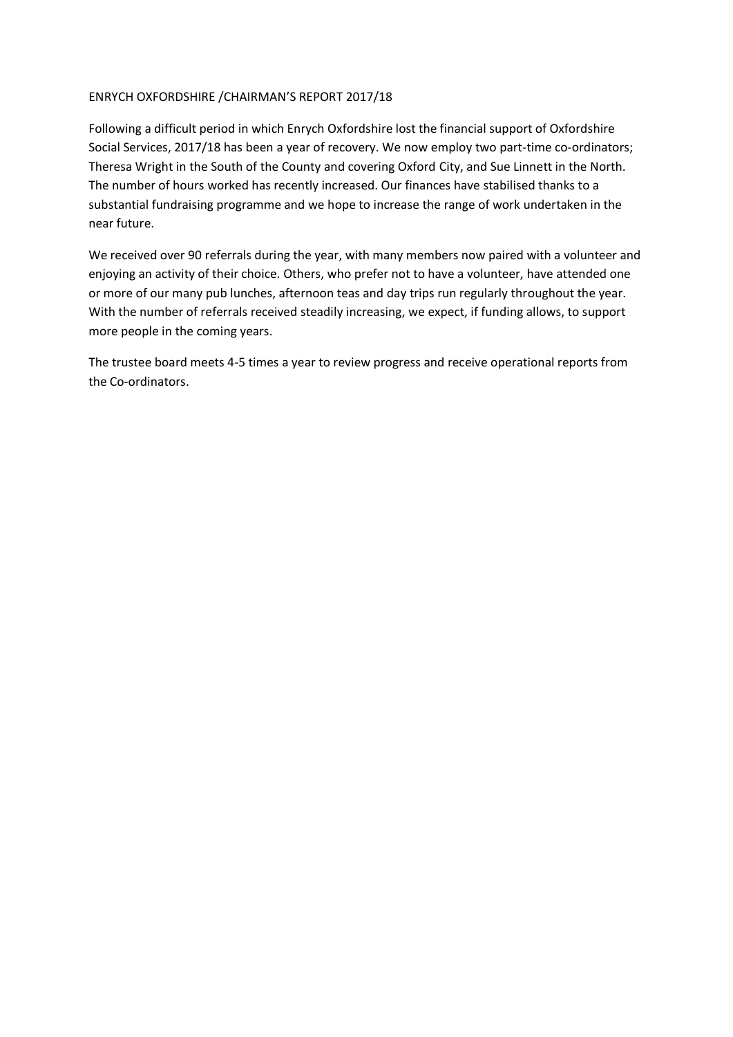# ENRYCH OXFORDSHIRE /CHAIRMAN'S REPORT 2017/18

Following a difficult period in which Enrych Oxfordshire lost the financial support of Oxfordshire Social Services, 2017/18 has been a year of recovery. We now employ two part-time co-ordinators; Theresa Wright in the South of the County and covering Oxford City, and Sue Linnett in the North. The number of hours worked has recently increased. Our finances have stabilised thanks to a substantial fundraising programme and we hope to increase the range of work undertaken in the near future.

We received over 90 referrals during the year, with many members now paired with a volunteer and enjoying an activity of their choice. Others, who prefer not to have a volunteer, have attended one or more of our many pub lunches, afternoon teas and day trips run regularly throughout the year. With the number of referrals received steadily increasing, we expect, if funding allows, to support more people in the coming years.

The trustee board meets 4-5 times a year to review progress and receive operational reports from the Co-ordinators.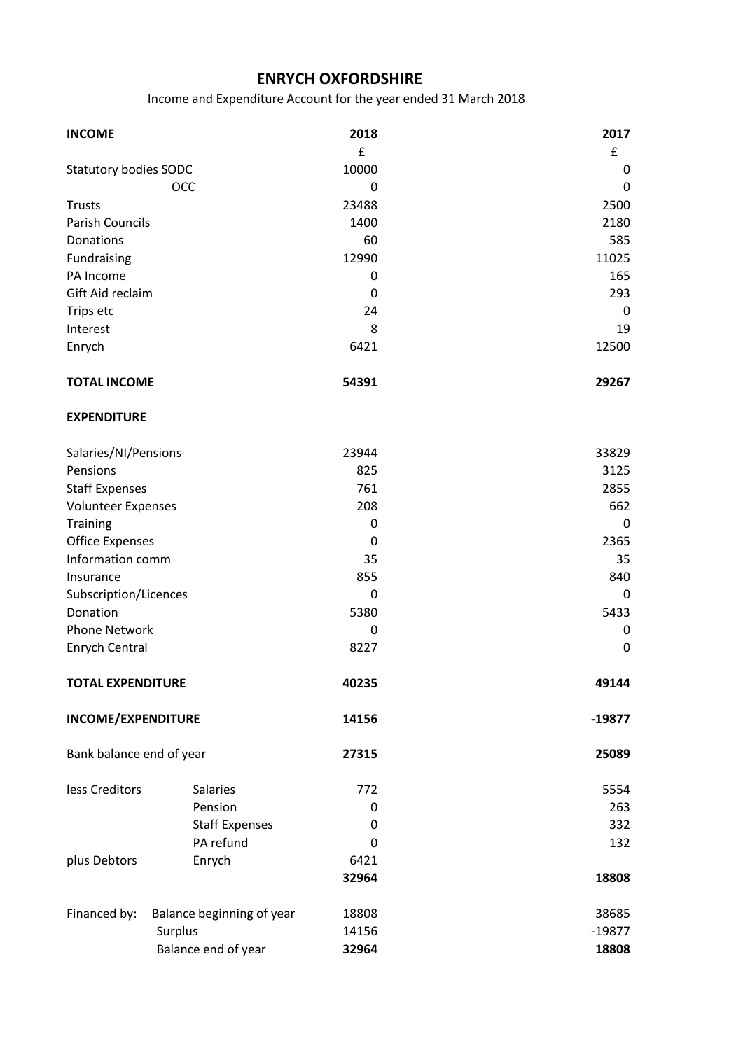# ENRYCH OXFORDSHIRE

Income and Expenditure Account for the year ended 31 March 2018

| **INCOME** | | **2018** | **2017** |
|---|---|---|---|
| | | £ | £ |
| Statutory bodies SODC | | 10000 | 0 |
| OCC | | 0 | 0 |
| Trusts | | 23488 | 2500 |
| Parish Councils | | 1400 | 2180 |
| Donations | | 60 | 585 |
| Fundraising | | 12990 | 11025 |
| PA Income | | 0 | 165 |
| Gift Aid reclaim | | 0 | 293 |
| Trips etc | | 24 | 0 |
| Interest | | 8 | 19 |
| Enrych | | 6421 | 12500 |
| **TOTAL INCOME** | | **54391** | **29267** |
| **EXPENDITURE** | | | |
| Salaries/NI/Pensions | | 23944 | 33829 |
| Pensions | | 825 | 3125 |
| Staff Expenses | | 761 | 2855 |
| Volunteer Expenses | | 208 | 662 |
| Training | | 0 | 0 |
| Office Expenses | | 0 | 2365 |
| Information comm | | 35 | 35 |
| Insurance | | 855 | 840 |
| Subscription/Licences | | 0 | 0 |
| Donation | | 5380 | 5433 |
| Phone Network | | 0 | 0 |
| Enrych Central | | 8227 | 0 |
| **TOTAL EXPENDITURE** | | **40235** | **49144** |
| **INCOME/EXPENDITURE** | | **14156** | **-19877** |
| Bank balance end of year | | **27315** | **25089** |
| less Creditors | Salaries | 772 | 5554 |
| | Pension | 0 | 263 |
| | Staff Expenses | 0 | 332 |
| | PA refund | 0 | 132 |
| plus Debtors | Enrych | 6421 | |
| | | **32964** | **18808** |
| Financed by: | Balance beginning of year | 18808 | 38685 |
| | Surplus | 14156 | -19877 |
| | Balance end of year | **32964** | **18808** |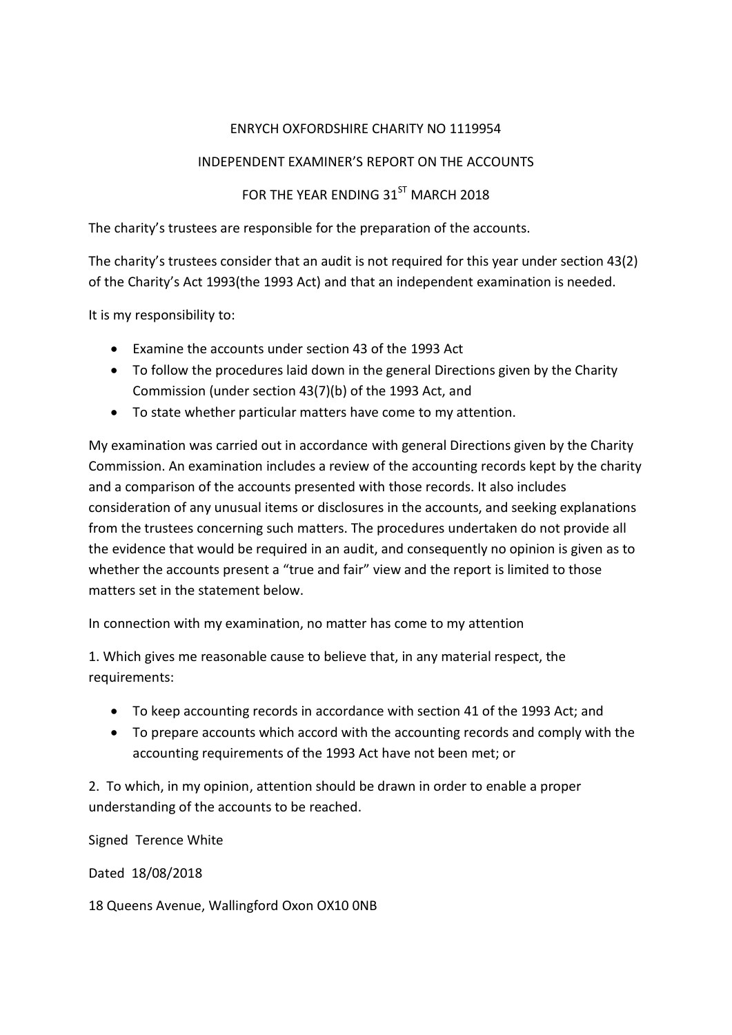ENRYCH OXFORDSHIRE CHARITY NO 1119954

INDEPENDENT EXAMINER'S REPORT ON THE ACCOUNTS

FOR THE YEAR ENDING 31ST MARCH 2018

The charity's trustees are responsible for the preparation of the accounts.

The charity's trustees consider that an audit is not required for this year under section 43(2) of the Charity's Act 1993(the 1993 Act) and that an independent examination is needed.

It is my responsibility to:

- Examine the accounts under section 43 of the 1993 Act
- To follow the procedures laid down in the general Directions given by the Charity Commission (under section 43(7)(b) of the 1993 Act, and
- To state whether particular matters have come to my attention.

My examination was carried out in accordance with general Directions given by the Charity Commission. An examination includes a review of the accounting records kept by the charity and a comparison of the accounts presented with those records. It also includes consideration of any unusual items or disclosures in the accounts, and seeking explanations from the trustees concerning such matters. The procedures undertaken do not provide all the evidence that would be required in an audit, and consequently no opinion is given as to whether the accounts present a "true and fair" view and the report is limited to those matters set in the statement below.

In connection with my examination, no matter has come to my attention

1. Which gives me reasonable cause to believe that, in any material respect, the requirements:

- To keep accounting records in accordance with section 41 of the 1993 Act; and
- To prepare accounts which accord with the accounting records and comply with the accounting requirements of the 1993 Act have not been met; or

2. To which, in my opinion, attention should be drawn in order to enable a proper understanding of the accounts to be reached.

Signed Terence White

Dated 18/08/2018

18 Queens Avenue, Wallingford Oxon OX10 0NB